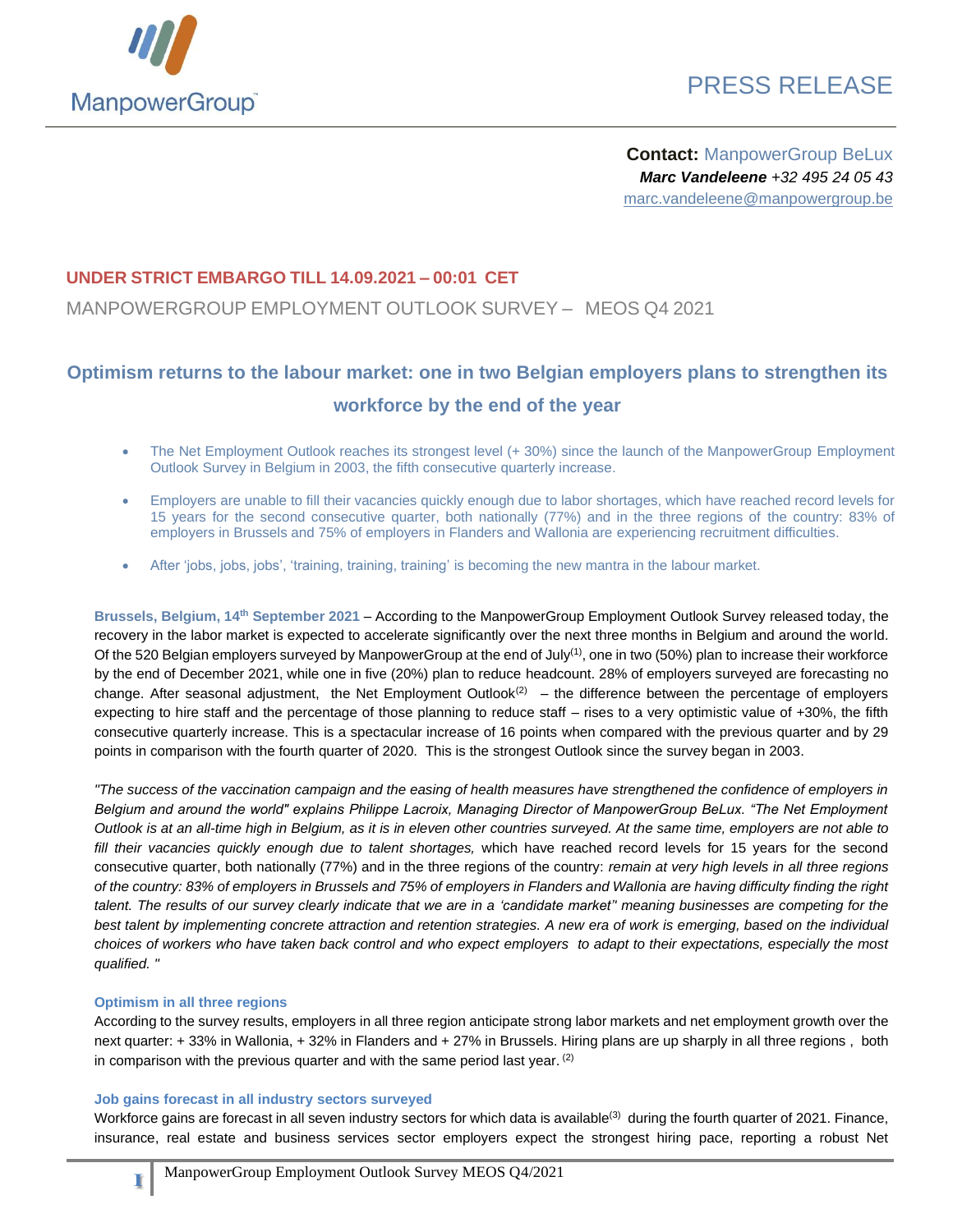ManpowerGroup

PRESS RELEASE

**Contact:** ManpowerGroup BeLux
***Marc Vandeleene*** *+32 495 24 05 43*
marc.vandeleene@manpowergroup.be

**UNDER STRICT EMBARGO TILL 14.09.2021 – 00:01 CET**

MANPOWERGROUP EMPLOYMENT OUTLOOK SURVEY – MEOS Q4 2021

# Optimism returns to the labour market: one in two Belgian employers plans to strengthen its workforce by the end of the year

- The Net Employment Outlook reaches its strongest level (+ 30%) since the launch of the ManpowerGroup Employment Outlook Survey in Belgium in 2003, the fifth consecutive quarterly increase.
- Employers are unable to fill their vacancies quickly enough due to labor shortages, which have reached record levels for 15 years for the second consecutive quarter, both nationally (77%) and in the three regions of the country: 83% of employers in Brussels and 75% of employers in Flanders and Wallonia are experiencing recruitment difficulties.
- After 'jobs, jobs, jobs', 'training, training, training' is becoming the new mantra in the labour market.

**Brussels, Belgium, 14th September 2021** – According to the ManpowerGroup Employment Outlook Survey released today, the recovery in the labor market is expected to accelerate significantly over the next three months in Belgium and around the world. Of the 520 Belgian employers surveyed by ManpowerGroup at the end of July[1], one in two (50%) plan to increase their workforce by the end of December 2021, while one in five (20%) plan to reduce headcount. 28% of employers surveyed are forecasting no change. After seasonal adjustment, the Net Employment Outlook[2] – the difference between the percentage of employers expecting to hire staff and the percentage of those planning to reduce staff – rises to a very optimistic value of +30%, the fifth consecutive quarterly increase. This is a spectacular increase of 16 points when compared with the previous quarter and by 29 points in comparison with the fourth quarter of 2020. This is the strongest Outlook since the survey began in 2003.

*"The success of the vaccination campaign and the easing of health measures have strengthened the confidence of employers in Belgium and around the world" explains Philippe Lacroix, Managing Director of ManpowerGroup BeLux. "The Net Employment Outlook is at an all-time high in Belgium, as it is in eleven other countries surveyed. At the same time, employers are not able to fill their vacancies quickly enough due to talent shortages,* which have reached record levels for 15 years for the second consecutive quarter, both nationally (77%) and in the three regions of the country: *remain at very high levels in all three regions of the country: 83% of employers in Brussels and 75% of employers in Flanders and Wallonia are having difficulty finding the right talent. The results of our survey clearly indicate that we are in a 'candidate market" meaning businesses are competing for the best talent by implementing concrete attraction and retention strategies. A new era of work is emerging, based on the individual choices of workers who have taken back control and who expect employers to adapt to their expectations, especially the most qualified. "*

### Optimism in all three regions

According to the survey results, employers in all three region anticipate strong labor markets and net employment growth over the next quarter: + 33% in Wallonia, + 32% in Flanders and + 27% in Brussels. Hiring plans are up sharply in all three regions , both in comparison with the previous quarter and with the same period last year. [2]

### Job gains forecast in all industry sectors surveyed

Workforce gains are forecast in all seven industry sectors for which data is available[3] during the fourth quarter of 2021. Finance, insurance, real estate and business services sector employers expect the strongest hiring pace, reporting a robust Net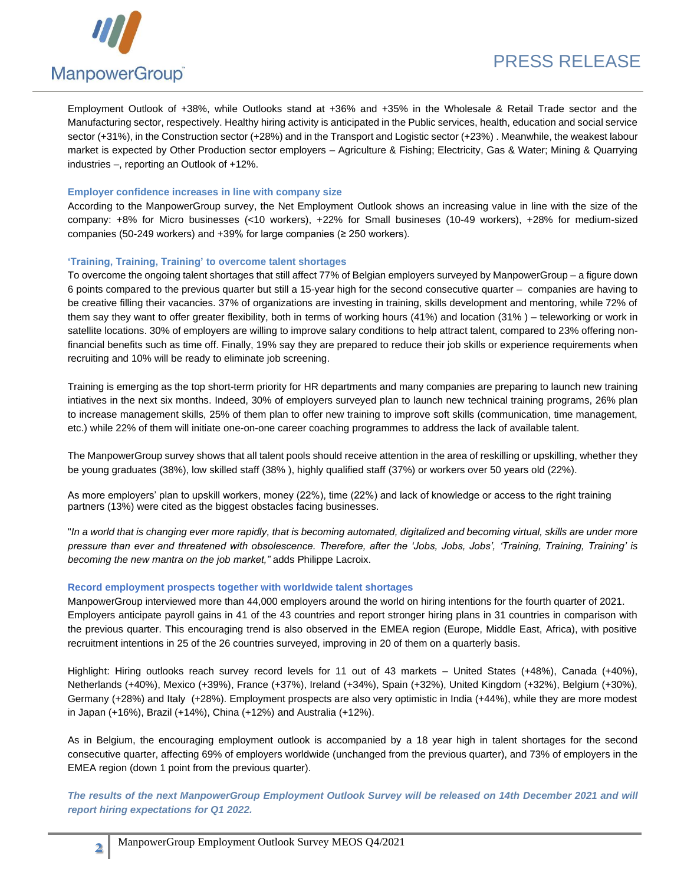Employment Outlook of +38%, while Outlooks stand at +36% and +35% in the Wholesale & Retail Trade sector and the Manufacturing sector, respectively. Healthy hiring activity is anticipated in the Public services, health, education and social service sector (+31%), in the Construction sector (+28%) and in the Transport and Logistic sector (+23%) . Meanwhile, the weakest labour market is expected by Other Production sector employers – Agriculture & Fishing; Electricity, Gas & Water; Mining & Quarrying industries –, reporting an Outlook of +12%.

### Employer confidence increases in line with company size

According to the ManpowerGroup survey, the Net Employment Outlook shows an increasing value in line with the size of the company: +8% for Micro businesses (<10 workers), +22% for Small busineses (10-49 workers), +28% for medium-sized companies (50-249 workers) and +39% for large companies (≥ 250 workers).

### 'Training, Training, Training' to overcome talent shortages

To overcome the ongoing talent shortages that still affect 77% of Belgian employers surveyed by ManpowerGroup – a figure down 6 points compared to the previous quarter but still a 15-year high for the second consecutive quarter – companies are having to be creative filling their vacancies. 37% of organizations are investing in training, skills development and mentoring, while 72% of them say they want to offer greater flexibility, both in terms of working hours (41%) and location (31% ) – teleworking or work in satellite locations. 30% of employers are willing to improve salary conditions to help attract talent, compared to 23% offering non-financial benefits such as time off. Finally, 19% say they are prepared to reduce their job skills or experience requirements when recruiting and 10% will be ready to eliminate job screening.

Training is emerging as the top short-term priority for HR departments and many companies are preparing to launch new training intiatives in the next six months. Indeed, 30% of employers surveyed plan to launch new technical training programs, 26% plan to increase management skills, 25% of them plan to offer new training to improve soft skills (communication, time management, etc.) while 22% of them will initiate one-on-one career coaching programmes to address the lack of available talent.

The ManpowerGroup survey shows that all talent pools should receive attention in the area of reskilling or upskilling, whether they be young graduates (38%), low skilled staff (38% ), highly qualified staff (37%) or workers over 50 years old (22%).

As more employers' plan to upskill workers, money (22%), time (22%) and lack of knowledge or access to the right training partners (13%) were cited as the biggest obstacles facing businesses.

"*In a world that is changing ever more rapidly, that is becoming automated, digitalized and becoming virtual, skills are under more pressure than ever and threatened with obsolescence. Therefore, after the 'Jobs, Jobs, Jobs', 'Training, Training, Training' is becoming the new mantra on the job market,"* adds Philippe Lacroix.

### Record employment prospects together with worldwide talent shortages

ManpowerGroup interviewed more than 44,000 employers around the world on hiring intentions for the fourth quarter of 2021. Employers anticipate payroll gains in 41 of the 43 countries and report stronger hiring plans in 31 countries in comparison with the previous quarter. This encouraging trend is also observed in the EMEA region (Europe, Middle East, Africa), with positive recruitment intentions in 25 of the 26 countries surveyed, improving in 20 of them on a quarterly basis.

Highlight: Hiring outlooks reach survey record levels for 11 out of 43 markets – United States (+48%), Canada (+40%), Netherlands (+40%), Mexico (+39%), France (+37%), Ireland (+34%), Spain (+32%), United Kingdom (+32%), Belgium (+30%), Germany (+28%) and Italy (+28%). Employment prospects are also very optimistic in India (+44%), while they are more modest in Japan (+16%), Brazil (+14%), China (+12%) and Australia (+12%).

As in Belgium, the encouraging employment outlook is accompanied by a 18 year high in talent shortages for the second consecutive quarter, affecting 69% of employers worldwide (unchanged from the previous quarter), and 73% of employers in the EMEA region (down 1 point from the previous quarter).

***The results of the next ManpowerGroup Employment Outlook Survey will be released on 14th December 2021 and will report hiring expectations for Q1 2022.***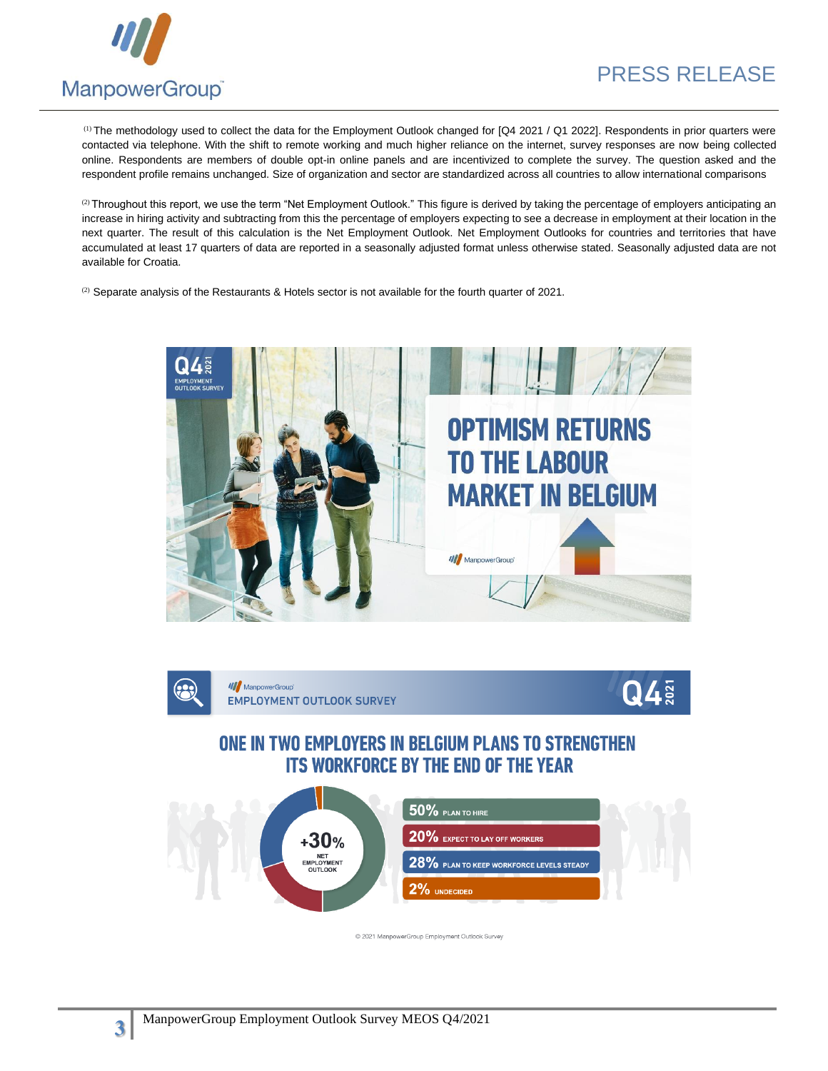[1] The methodology used to collect the data for the Employment Outlook changed for [Q4 2021 / Q1 2022]. Respondents in prior quarters were contacted via telephone. With the shift to remote working and much higher reliance on the internet, survey responses are now being collected online. Respondents are members of double opt-in online panels and are incentivized to complete the survey. The question asked and the respondent profile remains unchanged. Size of organization and sector are standardized across all countries to allow international comparisons

[2] Throughout this report, we use the term "Net Employment Outlook." This figure is derived by taking the percentage of employers anticipating an increase in hiring activity and subtracting from this the percentage of employers expecting to see a decrease in employment at their location in the next quarter. The result of this calculation is the Net Employment Outlook. Net Employment Outlooks for countries and territories that have accumulated at least 17 quarters of data are reported in a seasonally adjusted format unless otherwise stated. Seasonally adjusted data are not available for Croatia.

[2] Separate analysis of the Restaurants & Hotels sector is not available for the fourth quarter of 2021.

Q4 2021 EMPLOYMENT OUTLOOK SURVEY

**OPTIMISM RETURNS TO THE LABOUR MARKET IN BELGIUM**

ManpowerGroup EMPLOYMENT OUTLOOK SURVEY Q4 2021

**ONE IN TWO EMPLOYERS IN BELGIUM PLANS TO STRENGTHEN ITS WORKFORCE BY THE END OF THE YEAR**

+30% NET EMPLOYMENT OUTLOOK

- 50% PLAN TO HIRE
- 20% EXPECT TO LAY OFF WORKERS
- 28% PLAN TO KEEP WORKFORCE LEVELS STEADY
- 2% UNDECIDED

© 2021 ManpowerGroup Employment Outlook Survey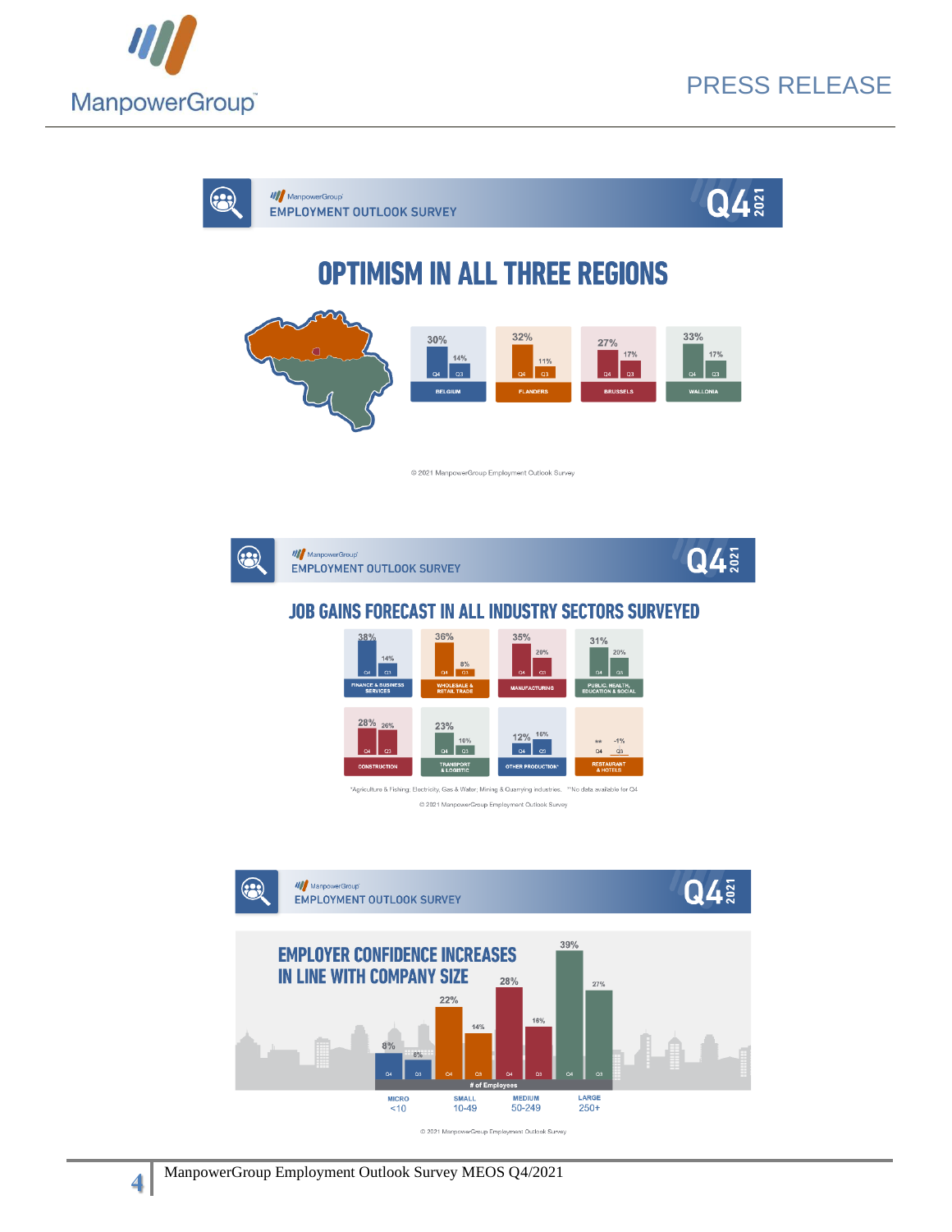## ManpowerGroup EMPLOYMENT OUTLOOK SURVEY Q4 2021

# OPTIMISM IN ALL THREE REGIONS

| Region | Q4 | Q3 |
|---|---|---|
| BELGIUM | 30% | 14% |
| FLANDERS | 32% | 11% |
| BRUSSELS | 27% | 17% |
| WALLONIA | 33% | 17% |

© 2021 ManpowerGroup Employment Outlook Survey

## ManpowerGroup EMPLOYMENT OUTLOOK SURVEY Q4 2021

# JOB GAINS FORECAST IN ALL INDUSTRY SECTORS SURVEYED

| Sector | Q4 | Q3 |
|---|---|---|
| FINANCE & BUSINESS SERVICES | 38% | 14% |
| WHOLESALE & RETAIL TRADE | 36% | 8% |
| MANUFACTURING | 35% | 20% |
| PUBLIC, HEALTH, EDUCATION & SOCIAL | 31% | 20% |
| CONSTRUCTION | 28% | 26% |
| TRANSPORT & LOGISTIC | 23% | 10% |
| OTHER PRODUCTION* | 12% | 16% |
| RESTAURANT & HOTELS | ** | -1% |

*Agriculture & Fishing; Electricity, Gas & Water; Mining & Quarrying industries. **No data available for Q4

© 2021 ManpowerGroup Employment Outlook Survey

## ManpowerGroup EMPLOYMENT OUTLOOK SURVEY Q4 2021

# EMPLOYER CONFIDENCE INCREASES IN LINE WITH COMPANY SIZE

| # of Employees | Q4 | Q3 |
|---|---|---|
| MICRO <10 | 8% | 6% |
| SMALL 10-49 | 22% | 14% |
| MEDIUM 50-249 | 28% | 18% |
| LARGE 250+ | 39% | 27% |

© 2021 ManpowerGroup Employment Outlook Survey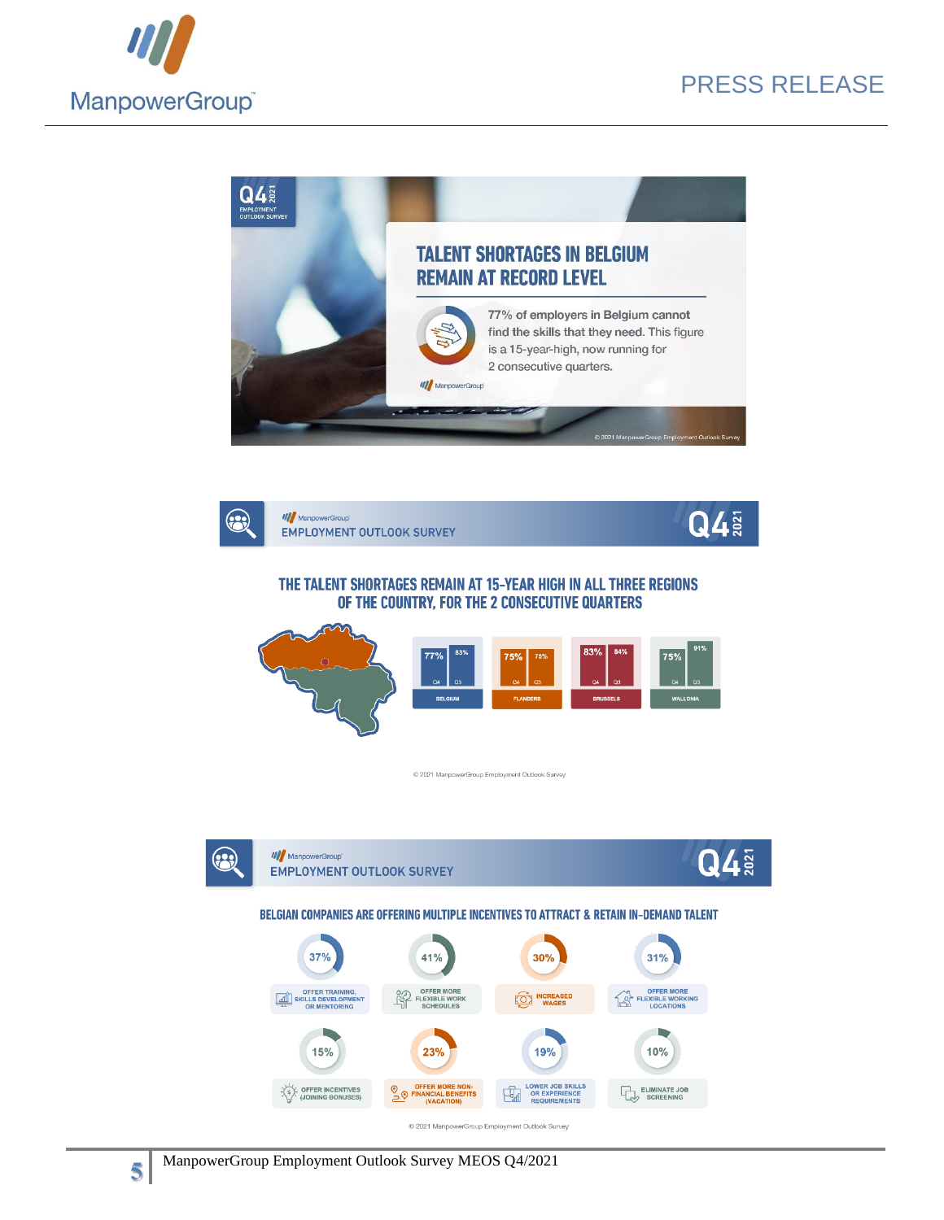## TALENT SHORTAGES IN BELGIUM REMAIN AT RECORD LEVEL

Q4 2021 EMPLOYMENT OUTLOOK SURVEY

77% of employers in Belgium cannot find the skills that they need. This figure is a 15-year-high, now running for 2 consecutive quarters.

© 2021 ManpowerGroup Employment Outlook Survey

## ManpowerGroup EMPLOYMENT OUTLOOK SURVEY Q4 2021

### THE TALENT SHORTAGES REMAIN AT 15-YEAR HIGH IN ALL THREE REGIONS OF THE COUNTRY, FOR THE 2 CONSECUTIVE QUARTERS

| Region | Q4 | Q3 |
| --- | --- | --- |
| BELGIUM | 77% | 83% |
| FLANDERS | 75% | 75% |
| BRUSSELS | 83% | 84% |
| WALLONIA | 75% | 91% |

© 2021 ManpowerGroup Employment Outlook Survey

## ManpowerGroup EMPLOYMENT OUTLOOK SURVEY Q4 2021

### BELGIAN COMPANIES ARE OFFERING MULTIPLE INCENTIVES TO ATTRACT & RETAIN IN-DEMAND TALENT

| Incentive | % |
| --- | --- |
| OFFER TRAINING, SKILLS DEVELOPMENT OR MENTORING | 37% |
| OFFER MORE FLEXIBLE WORK SCHEDULES | 41% |
| INCREASED WAGES | 30% |
| OFFER MORE FLEXIBLE WORKING LOCATIONS | 31% |
| OFFER INCENTIVES (JOINING BONUSES) | 15% |
| OFFER MORE NON-FINANCIAL BENEFITS (VACATION) | 23% |
| LOWER JOB SKILLS OR EXPERIENCE REQUIREMENTS | 19% |
| ELIMINATE JOB SCREENING | 10% |

© 2021 ManpowerGroup Employment Outlook Survey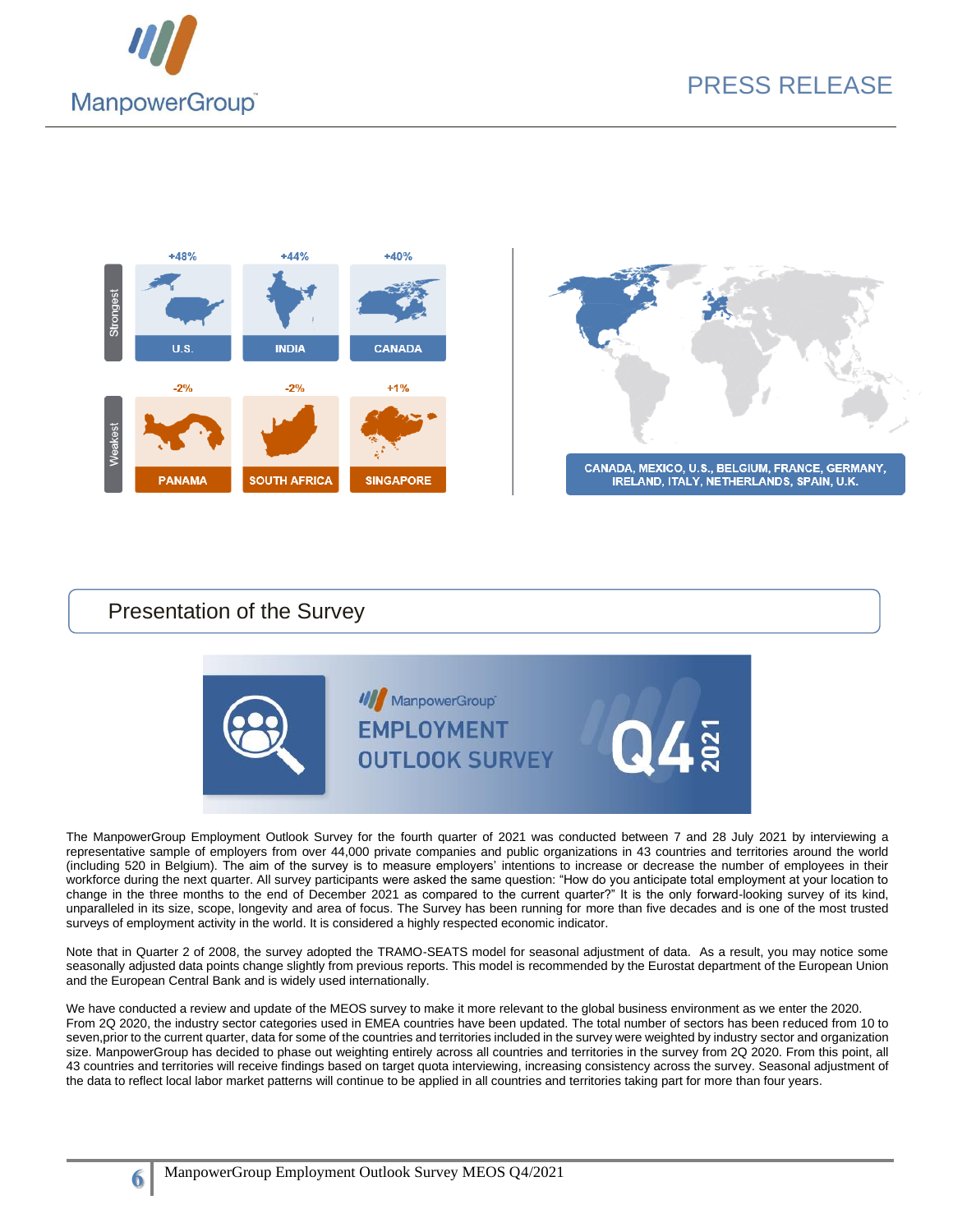Strongest

| +48% | +44% | +40% |
| --- | --- | --- |
| U.S. | INDIA | CANADA |

Weakest

| -2% | -2% | +1% |
| --- | --- | --- |
| PANAMA | SOUTH AFRICA | SINGAPORE |

CANADA, MEXICO, U.S., BELGIUM, FRANCE, GERMANY, IRELAND, ITALY, NETHERLANDS, SPAIN, U.K.

## Presentation of the Survey

ManpowerGroup EMPLOYMENT OUTLOOK SURVEY Q4 2021

The ManpowerGroup Employment Outlook Survey for the fourth quarter of 2021 was conducted between 7 and 28 July 2021 by interviewing a representative sample of employers from over 44,000 private companies and public organizations in 43 countries and territories around the world (including 520 in Belgium). The aim of the survey is to measure employers' intentions to increase or decrease the number of employees in their workforce during the next quarter. All survey participants were asked the same question: "How do you anticipate total employment at your location to change in the three months to the end of December 2021 as compared to the current quarter?" It is the only forward-looking survey of its kind, unparalleled in its size, scope, longevity and area of focus. The Survey has been running for more than five decades and is one of the most trusted surveys of employment activity in the world. It is considered a highly respected economic indicator.

Note that in Quarter 2 of 2008, the survey adopted the TRAMO-SEATS model for seasonal adjustment of data. As a result, you may notice some seasonally adjusted data points change slightly from previous reports. This model is recommended by the Eurostat department of the European Union and the European Central Bank and is widely used internationally.

We have conducted a review and update of the MEOS survey to make it more relevant to the global business environment as we enter the 2020. From 2Q 2020, the industry sector categories used in EMEA countries have been updated. The total number of sectors has been reduced from 10 to seven,prior to the current quarter, data for some of the countries and territories included in the survey were weighted by industry sector and organization size. ManpowerGroup has decided to phase out weighting entirely across all countries and territories in the survey from 2Q 2020. From this point, all 43 countries and territories will receive findings based on target quota interviewing, increasing consistency across the survey. Seasonal adjustment of the data to reflect local labor market patterns will continue to be applied in all countries and territories taking part for more than four years.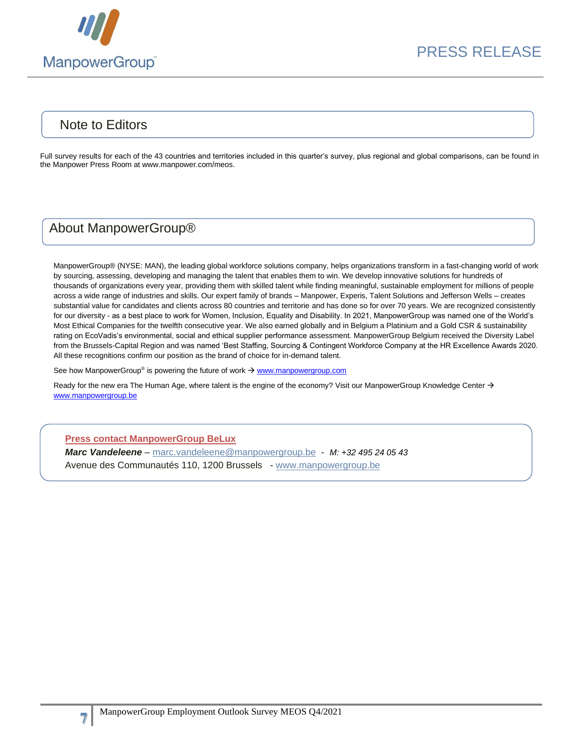## Note to Editors

Full survey results for each of the 43 countries and territories included in this quarter's survey, plus regional and global comparisons, can be found in the Manpower Press Room at www.manpower.com/meos.

## About ManpowerGroup®

ManpowerGroup® (NYSE: MAN), the leading global workforce solutions company, helps organizations transform in a fast-changing world of work by sourcing, assessing, developing and managing the talent that enables them to win. We develop innovative solutions for hundreds of thousands of organizations every year, providing them with skilled talent while finding meaningful, sustainable employment for millions of people across a wide range of industries and skills. Our expert family of brands – Manpower, Experis, Talent Solutions and Jefferson Wells – creates substantial value for candidates and clients across 80 countries and territorie and has done so for over 70 years. We are recognized consistently for our diversity - as a best place to work for Women, Inclusion, Equality and Disability. In 2021, ManpowerGroup was named one of the World's Most Ethical Companies for the twelfth consecutive year. We also earned globally and in Belgium a Platinium and a Gold CSR & sustainability rating on EcoVadis's environmental, social and ethical supplier performance assessment. ManpowerGroup Belgium received the Diversity Label from the Brussels-Capital Region and was named 'Best Staffing, Sourcing & Contingent Workforce Company at the HR Excellence Awards 2020. All these recognitions confirm our position as the brand of choice for in-demand talent.

See how ManpowerGroup® is powering the future of work → www.manpowergroup.com

Ready for the new era The Human Age, where talent is the engine of the economy? Visit our ManpowerGroup Knowledge Center → www.manpowergroup.be

**Press contact ManpowerGroup BeLux**

***Marc Vandeleene*** – marc.vandeleene@manpowergroup.be - *M: +32 495 24 05 43*

Avenue des Communautés 110, 1200 Brussels - www.manpowergroup.be